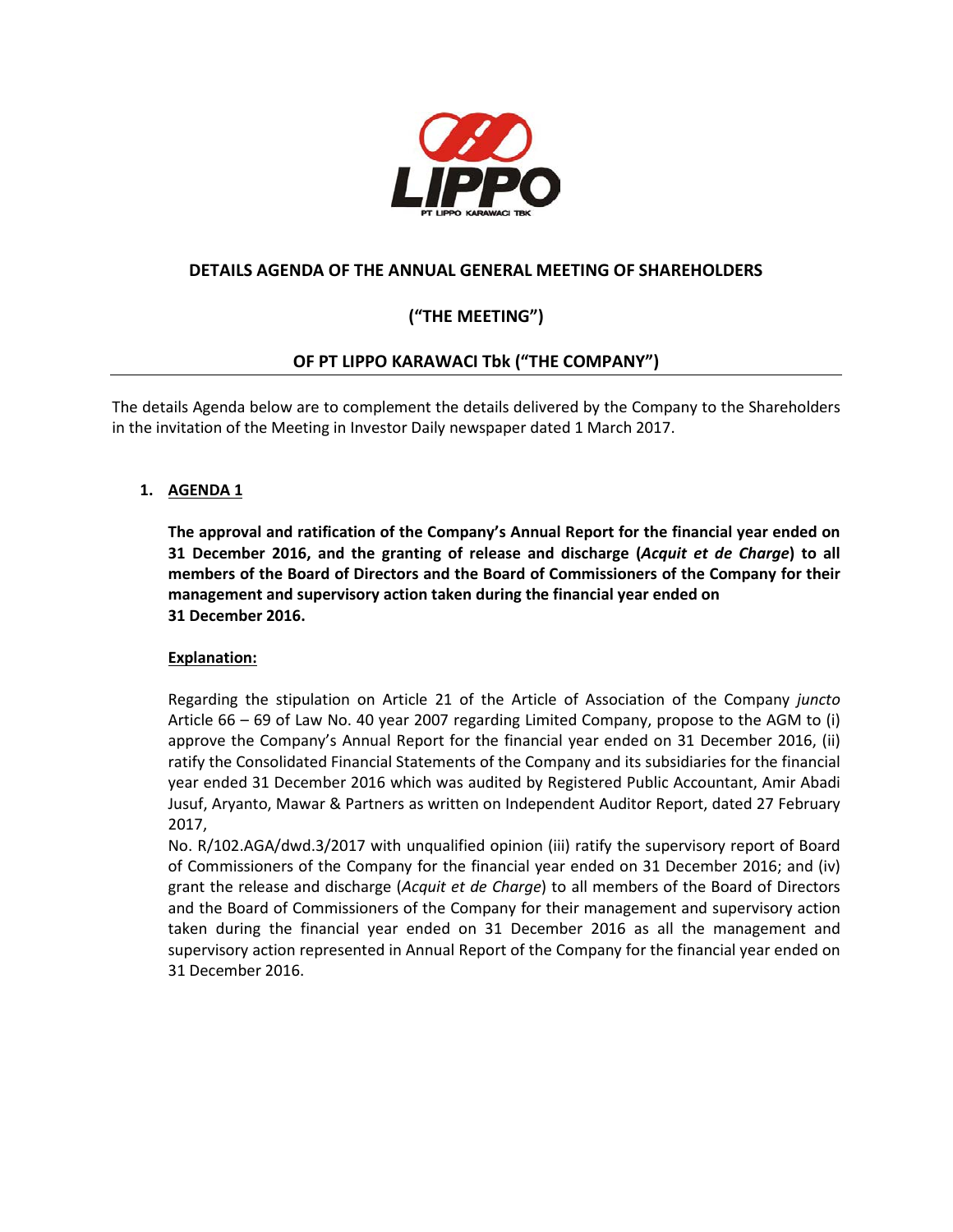# DETAILS AGENDA OF THE ANNUAL GENERAL MEETING OF SHAREHOLDERS

# ("THE MEETING")

# OF PT LIPPO KARAWACI Tbk ("THE COMPANY")

The details Agenda below are to complement the details delivered by the Company to the Shareholders in the invitation of the Meeting in Investor Daily newspaper dated 1 March 2017.

1. **AGENDA 1**

   **The approval and ratification of the Company's Annual Report for the financial year ended on 31 December 2016, and the granting of release and discharge (*Acquit et de Charge*) to all members of the Board of Directors and the Board of Commissioners of the Company for their management and supervisory action taken during the financial year ended on 31 December 2016.**

   **Explanation:**

   Regarding the stipulation on Article 21 of the Article of Association of the Company *juncto* Article 66 – 69 of Law No. 40 year 2007 regarding Limited Company, propose to the AGM to (i) approve the Company's Annual Report for the financial year ended on 31 December 2016, (ii) ratify the Consolidated Financial Statements of the Company and its subsidiaries for the financial year ended 31 December 2016 which was audited by Registered Public Accountant, Amir Abadi Jusuf, Aryanto, Mawar & Partners as written on Independent Auditor Report, dated 27 February 2017,
   No. R/102.AGA/dwd.3/2017 with unqualified opinion (iii) ratify the supervisory report of Board of Commissioners of the Company for the financial year ended on 31 December 2016; and (iv) grant the release and discharge (*Acquit et de Charge*) to all members of the Board of Directors and the Board of Commissioners of the Company for their management and supervisory action taken during the financial year ended on 31 December 2016 as all the management and supervisory action represented in Annual Report of the Company for the financial year ended on 31 December 2016.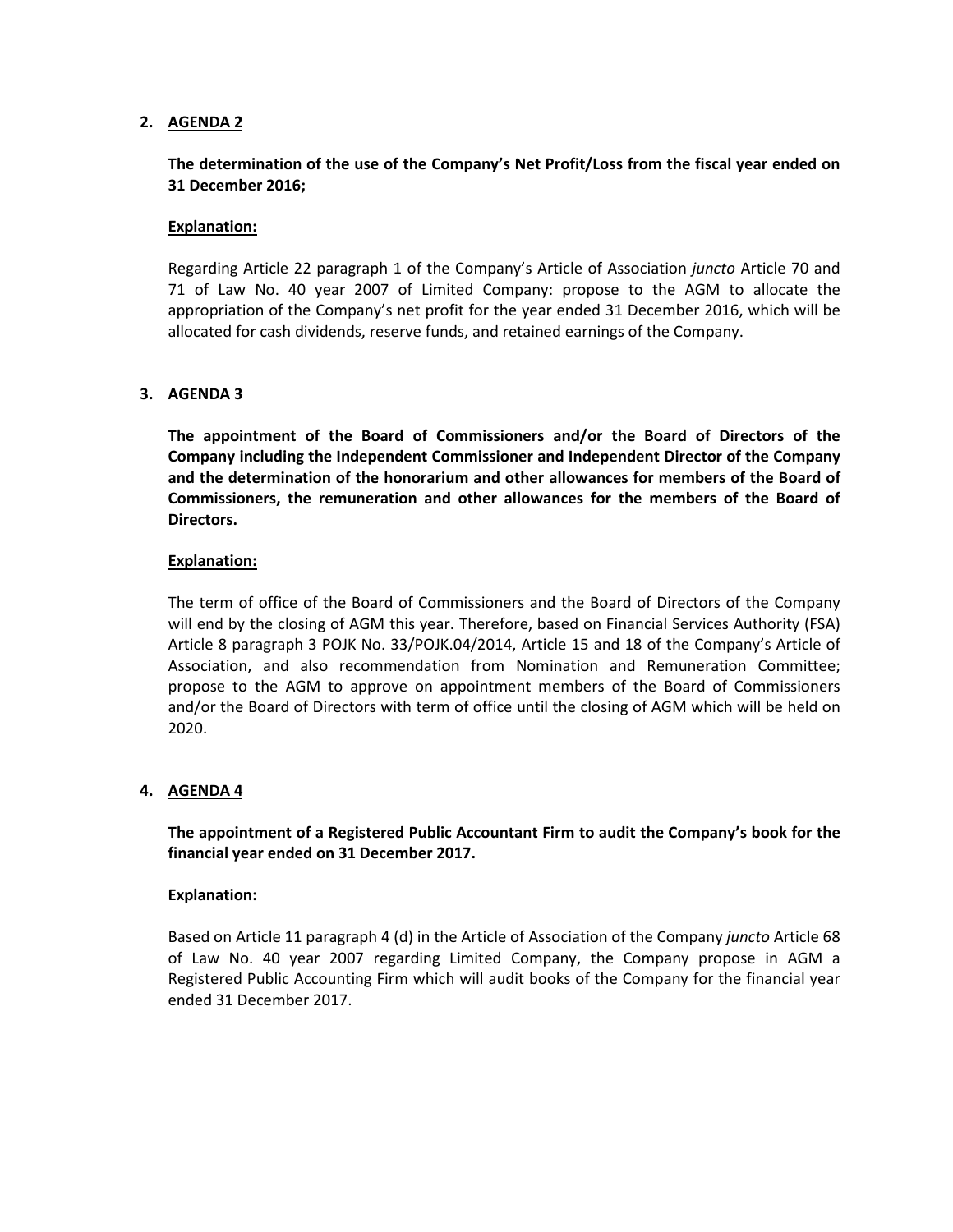2. **AGENDA 2**

   **The determination of the use of the Company's Net Profit/Loss from the fiscal year ended on 31 December 2016;**

   **Explanation:**

   Regarding Article 22 paragraph 1 of the Company's Article of Association *juncto* Article 70 and 71 of Law No. 40 year 2007 of Limited Company: propose to the AGM to allocate the appropriation of the Company's net profit for the year ended 31 December 2016, which will be allocated for cash dividends, reserve funds, and retained earnings of the Company.

3. **AGENDA 3**

   **The appointment of the Board of Commissioners and/or the Board of Directors of the Company including the Independent Commissioner and Independent Director of the Company and the determination of the honorarium and other allowances for members of the Board of Commissioners, the remuneration and other allowances for the members of the Board of Directors.**

   **Explanation:**

   The term of office of the Board of Commissioners and the Board of Directors of the Company will end by the closing of AGM this year. Therefore, based on Financial Services Authority (FSA) Article 8 paragraph 3 POJK No. 33/POJK.04/2014, Article 15 and 18 of the Company's Article of Association, and also recommendation from Nomination and Remuneration Committee; propose to the AGM to approve on appointment members of the Board of Commissioners and/or the Board of Directors with term of office until the closing of AGM which will be held on 2020.

4. **AGENDA 4**

   **The appointment of a Registered Public Accountant Firm to audit the Company's book for the financial year ended on 31 December 2017.**

   **Explanation:**

   Based on Article 11 paragraph 4 (d) in the Article of Association of the Company *juncto* Article 68 of Law No. 40 year 2007 regarding Limited Company, the Company propose in AGM a Registered Public Accounting Firm which will audit books of the Company for the financial year ended 31 December 2017.